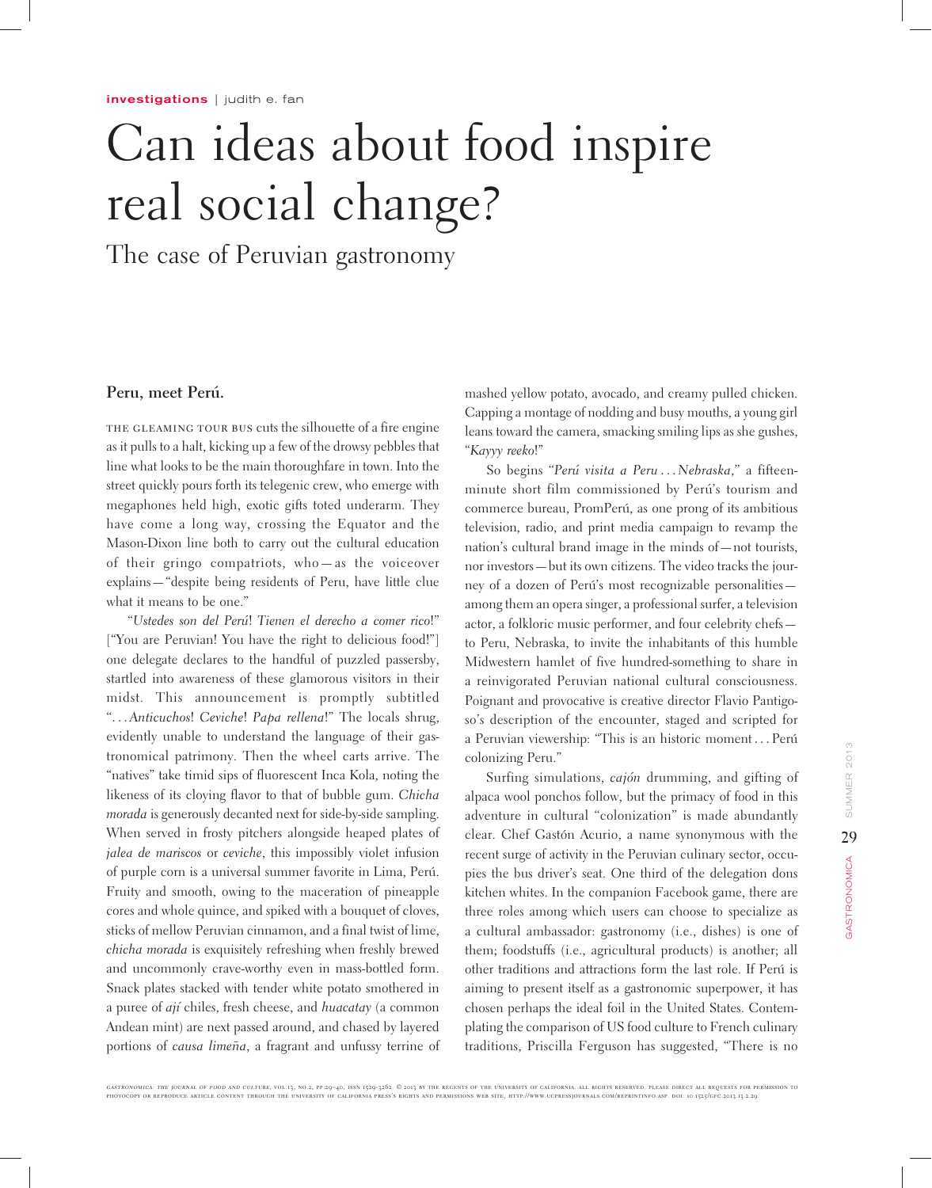**investigations** | judith e. fan

# Can ideas about food inspire real social change?

## The case of Peruvian gastronomy

### Peru, meet Perú.

THE GLEAMING TOUR BUS cuts the silhouette of a fire engine as it pulls to a halt, kicking up a few of the drowsy pebbles that line what looks to be the main thoroughfare in town. Into the street quickly pours forth its telegenic crew, who emerge with megaphones held high, exotic gifts toted underarm. They have come a long way, crossing the Equator and the Mason-Dixon line both to carry out the cultural education of their gringo compatriots, who—as the voiceover explains—"despite being residents of Peru, have little clue what it means to be one."

"*Ustedes son del Perú*! *Tienen el derecho a comer rico*!" ["You are Peruvian! You have the right to delicious food!"] one delegate declares to the handful of puzzled passersby, startled into awareness of these glamorous visitors in their midst. This announcement is promptly subtitled "...*Anticuchos*! *Ceviche*! *Papa rellena*!" The locals shrug, evidently unable to understand the language of their gastronomical patrimony. Then the wheel carts arrive. The "natives" take timid sips of fluorescent Inca Kola, noting the likeness of its cloying flavor to that of bubble gum. *Chicha morada* is generously decanted next for side-by-side sampling. When served in frosty pitchers alongside heaped plates of *jalea de mariscos* or *ceviche*, this impossibly violet infusion of purple corn is a universal summer favorite in Lima, Perú. Fruity and smooth, owing to the maceration of pineapple cores and whole quince, and spiked with a bouquet of cloves, sticks of mellow Peruvian cinnamon, and a final twist of lime, *chicha morada* is exquisitely refreshing when freshly brewed and uncommonly crave-worthy even in mass-bottled form. Snack plates stacked with tender white potato smothered in a puree of *ají* chiles, fresh cheese, and *huacatay* (a common Andean mint) are next passed around, and chased by layered portions of *causa limeña*, a fragrant and unfussy terrine of mashed yellow potato, avocado, and creamy pulled chicken. Capping a montage of nodding and busy mouths, a young girl leans toward the camera, smacking smiling lips as she gushes, "*Kayyy reeko*!"

So begins "*Perú visita a Peru*...*Nebraska*," a fifteen-minute short film commissioned by Perú's tourism and commerce bureau, PromPerú, as one prong of its ambitious television, radio, and print media campaign to revamp the nation's cultural brand image in the minds of—not tourists, nor investors—but its own citizens. The video tracks the journey of a dozen of Perú's most recognizable personalities—among them an opera singer, a professional surfer, a television actor, a folkloric music performer, and four celebrity chefs—to Peru, Nebraska, to invite the inhabitants of this humble Midwestern hamlet of five hundred-something to share in a reinvigorated Peruvian national cultural consciousness. Poignant and provocative is creative director Flavio Pantigoso's description of the encounter, staged and scripted for a Peruvian viewership: "This is an historic moment...Perú colonizing Peru."

Surfing simulations, *cajón* drumming, and gifting of alpaca wool ponchos follow, but the primacy of food in this adventure in cultural "colonization" is made abundantly clear. Chef Gastón Acurio, a name synonymous with the recent surge of activity in the Peruvian culinary sector, occupies the bus driver's seat. One third of the delegation dons kitchen whites. In the companion Facebook game, there are three roles among which users can choose to specialize as a cultural ambassador: gastronomy (i.e., dishes) is one of them; foodstuffs (i.e., agricultural products) is another; all other traditions and attractions form the last role. If Perú is aiming to present itself as a gastronomic superpower, it has chosen perhaps the ideal foil in the United States. Contemplating the comparison of US food culture to French culinary traditions, Priscilla Ferguson has suggested, "There is no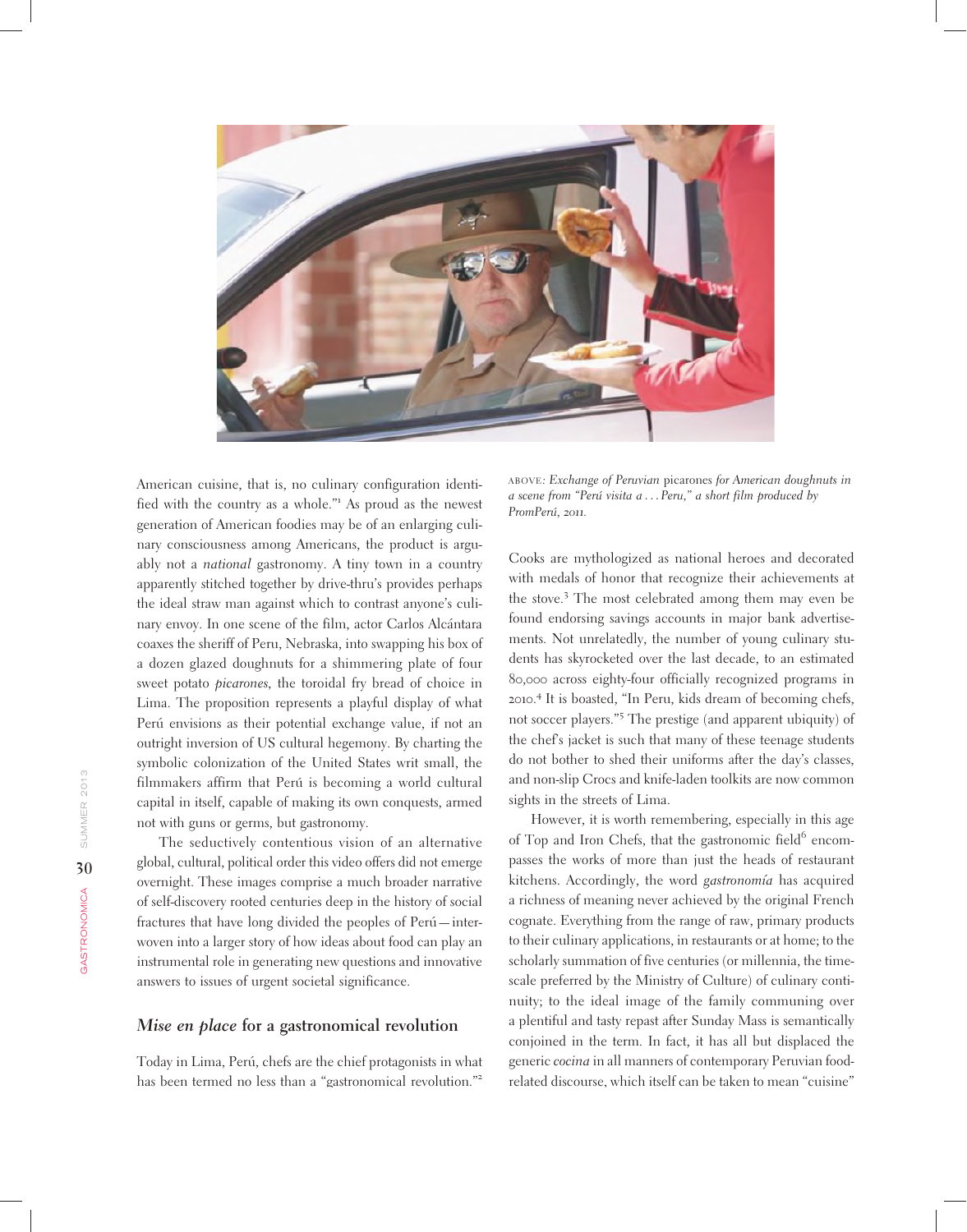American cuisine, that is, no culinary configuration identified with the country as a whole."[1] As proud as the newest generation of American foodies may be of an enlarging culinary consciousness among Americans, the product is arguably not a *national* gastronomy. A tiny town in a country apparently stitched together by drive-thru's provides perhaps the ideal straw man against which to contrast anyone's culinary envoy. In one scene of the film, actor Carlos Alcántara coaxes the sheriff of Peru, Nebraska, into swapping his box of a dozen glazed doughnuts for a shimmering plate of four sweet potato *picarones*, the toroidal fry bread of choice in Lima. The proposition represents a playful display of what Perú envisions as their potential exchange value, if not an outright inversion of US cultural hegemony. By charting the symbolic colonization of the United States writ small, the filmmakers affirm that Perú is becoming a world cultural capital in itself, capable of making its own conquests, armed not with guns or germs, but gastronomy.

The seductively contentious vision of an alternative global, cultural, political order this video offers did not emerge overnight. These images comprise a much broader narrative of self-discovery rooted centuries deep in the history of social fractures that have long divided the peoples of Perú—interwoven into a larger story of how ideas about food can play an instrumental role in generating new questions and innovative answers to issues of urgent societal significance.

ABOVE: *Exchange of Peruvian* picarones *for American doughnuts in a scene from "Perú visita a . . . Peru," a short film produced by PromPerú, 2011.*

## *Mise en place* for a gastronomical revolution

Today in Lima, Perú, chefs are the chief protagonists in what has been termed no less than a "gastronomical revolution."[2] Cooks are mythologized as national heroes and decorated with medals of honor that recognize their achievements at the stove.[3] The most celebrated among them may even be found endorsing savings accounts in major bank advertisements. Not unrelatedly, the number of young culinary students has skyrocketed over the last decade, to an estimated 80,000 across eighty-four officially recognized programs in 2010.[4] It is boasted, "In Peru, kids dream of becoming chefs, not soccer players."[5] The prestige (and apparent ubiquity) of the chef's jacket is such that many of these teenage students do not bother to shed their uniforms after the day's classes, and non-slip Crocs and knife-laden toolkits are now common sights in the streets of Lima.

However, it is worth remembering, especially in this age of Top and Iron Chefs, that the gastronomic field[6] encompasses the works of more than just the heads of restaurant kitchens. Accordingly, the word *gastronomía* has acquired a richness of meaning never achieved by the original French cognate. Everything from the range of raw, primary products to their culinary applications, in restaurants or at home; to the scholarly summation of five centuries (or millennia, the timescale preferred by the Ministry of Culture) of culinary continuity; to the ideal image of the family communing over a plentiful and tasty repast after Sunday Mass is semantically conjoined in the term. In fact, it has all but displaced the generic *cocina* in all manners of contemporary Peruvian food-related discourse, which itself can be taken to mean "cuisine"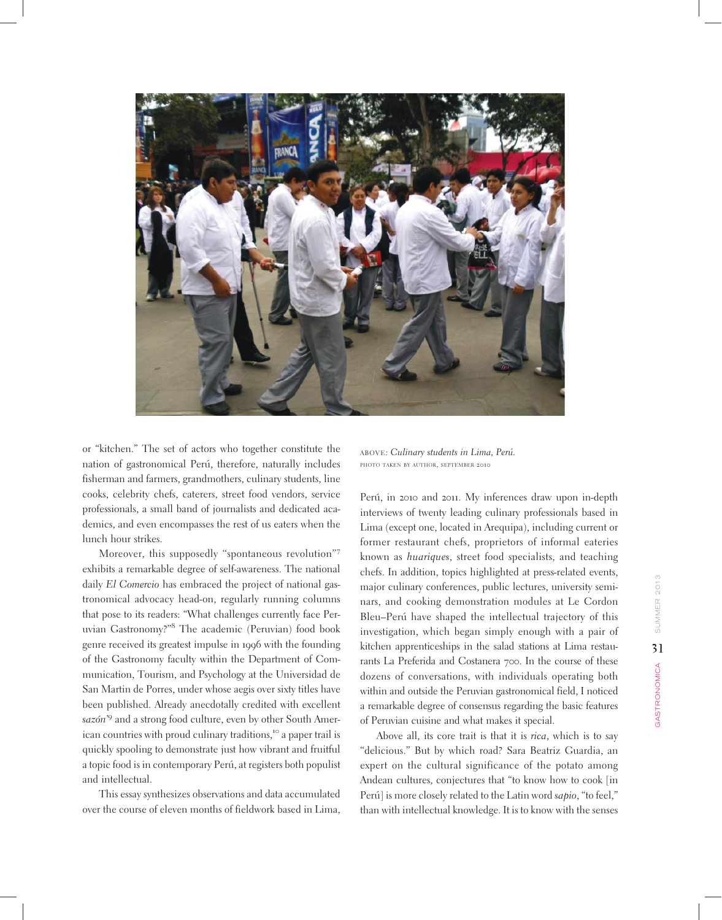or "kitchen." The set of actors who together constitute the nation of gastronomical Perú, therefore, naturally includes fisherman and farmers, grandmothers, culinary students, line cooks, celebrity chefs, caterers, street food vendors, service professionals, a small band of journalists and dedicated academics, and even encompasses the rest of us eaters when the lunch hour strikes.

Moreover, this supposedly "spontaneous revolution"[7] exhibits a remarkable degree of self-awareness. The national daily *El Comercio* has embraced the project of national gastronomical advocacy head-on, regularly running columns that pose to its readers: "What challenges currently face Peruvian Gastronomy?"[8] The academic (Peruvian) food book genre received its greatest impulse in 1996 with the founding of the Gastronomy faculty within the Department of Communication, Tourism, and Psychology at the Universidad de San Martin de Porres, under whose aegis over sixty titles have been published. Already anecdotally credited with excellent *sazón*[9] and a strong food culture, even by other South American countries with proud culinary traditions,[10] a paper trail is quickly spooling to demonstrate just how vibrant and fruitful a topic food is in contemporary Perú, at registers both populist and intellectual.

This essay synthesizes observations and data accumulated over the course of eleven months of fieldwork based in Lima,

ABOVE: *Culinary students in Lima, Perú.*
PHOTO TAKEN BY AUTHOR, SEPTEMBER 2010

Perú, in 2010 and 2011. My inferences draw upon in-depth interviews of twenty leading culinary professionals based in Lima (except one, located in Arequipa), including current or former restaurant chefs, proprietors of informal eateries known as *huariques*, street food specialists, and teaching chefs. In addition, topics highlighted at press-related events, major culinary conferences, public lectures, university seminars, and cooking demonstration modules at Le Cordon Bleu–Perú have shaped the intellectual trajectory of this investigation, which began simply enough with a pair of kitchen apprenticeships in the salad stations at Lima restaurants La Preferida and Costanera 700. In the course of these dozens of conversations, with individuals operating both within and outside the Peruvian gastronomical field, I noticed a remarkable degree of consensus regarding the basic features of Peruvian cuisine and what makes it special.

Above all, its core trait is that it is *rica*, which is to say "delicious." But by which road? Sara Beatriz Guardia, an expert on the cultural significance of the potato among Andean cultures, conjectures that "to know how to cook [in Perú] is more closely related to the Latin word *sapio*, "to feel," than with intellectual knowledge. It is to know with the senses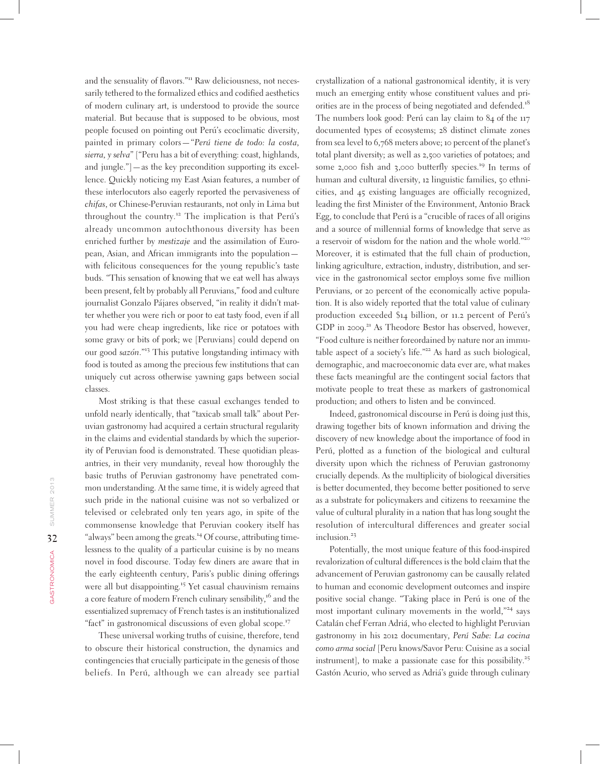and the sensuality of flavors."[11] Raw deliciousness, not necessarily tethered to the formalized ethics and codified aesthetics of modern culinary art, is understood to provide the source material. But because that is supposed to be obvious, most people focused on pointing out Perú's ecoclimatic diversity, painted in primary colors—"*Perú tiene de todo: la costa, sierra, y selva*" ["Peru has a bit of everything: coast, highlands, and jungle."]—as the key precondition supporting its excellence. Quickly noticing my East Asian features, a number of these interlocutors also eagerly reported the pervasiveness of *chifas*, or Chinese-Peruvian restaurants, not only in Lima but throughout the country.[12] The implication is that Perú's already uncommon autochthonous diversity has been enriched further by *mestizaje* and the assimilation of European, Asian, and African immigrants into the population—with felicitous consequences for the young republic's taste buds. "This sensation of knowing that we eat well has always been present, felt by probably all Peruvians," food and culture journalist Gonzalo Pájares observed, "in reality it didn't matter whether you were rich or poor to eat tasty food, even if all you had were cheap ingredients, like rice or potatoes with some gravy or bits of pork; we [Peruvians] could depend on our good *sazón*."[13] This putative longstanding intimacy with food is touted as among the precious few institutions that can uniquely cut across otherwise yawning gaps between social classes.

Most striking is that these casual exchanges tended to unfold nearly identically, that "taxicab small talk" about Peruvian gastronomy had acquired a certain structural regularity in the claims and evidential standards by which the superiority of Peruvian food is demonstrated. These quotidian pleasantries, in their very mundanity, reveal how thoroughly the basic truths of Peruvian gastronomy have penetrated common understanding. At the same time, it is widely agreed that such pride in the national cuisine was not so verbalized or televised or celebrated only ten years ago, in spite of the commonsense knowledge that Peruvian cookery itself has "always" been among the greats.[14] Of course, attributing timelessness to the quality of a particular cuisine is by no means novel in food discourse. Today few diners are aware that in the early eighteenth century, Paris's public dining offerings were all but disappointing.[15] Yet casual chauvinism remains a core feature of modern French culinary sensibility,[16] and the essentialized supremacy of French tastes is an institutionalized "fact" in gastronomical discussions of even global scope.[17]

These universal working truths of cuisine, therefore, tend to obscure their historical construction, the dynamics and contingencies that crucially participate in the genesis of those beliefs. In Perú, although we can already see partial crystallization of a national gastronomical identity, it is very much an emerging entity whose constituent values and priorities are in the process of being negotiated and defended.[18] The numbers look good: Perú can lay claim to 84 of the 117 documented types of ecosystems; 28 distinct climate zones from sea level to 6,768 meters above; 10 percent of the planet's total plant diversity; as well as 2,500 varieties of potatoes; and some 2,000 fish and 3,000 butterfly species.[19] In terms of human and cultural diversity, 12 linguistic families, 50 ethnicities, and 45 existing languages are officially recognized, leading the first Minister of the Environment, Antonio Brack Egg, to conclude that Perú is a "crucible of races of all origins and a source of millennial forms of knowledge that serve as a reservoir of wisdom for the nation and the whole world."[20] Moreover, it is estimated that the full chain of production, linking agriculture, extraction, industry, distribution, and service in the gastronomical sector employs some five million Peruvians, or 20 percent of the economically active population. It is also widely reported that the total value of culinary production exceeded $14 billion, or 11.2 percent of Perú's GDP in 2009.[21] As Theodore Bestor has observed, however, "Food culture is neither foreordained by nature nor an immutable aspect of a society's life."[22] As hard as such biological, demographic, and macroeconomic data ever are, what makes these facts meaningful are the contingent social factors that motivate people to treat these as markers of gastronomical production; and others to listen and be convinced.

Indeed, gastronomical discourse in Perú is doing just this, drawing together bits of known information and driving the discovery of new knowledge about the importance of food in Perú, plotted as a function of the biological and cultural diversity upon which the richness of Peruvian gastronomy crucially depends. As the multiplicity of biological diversities is better documented, they become better positioned to serve as a substrate for policymakers and citizens to reexamine the value of cultural plurality in a nation that has long sought the resolution of intercultural differences and greater social inclusion.[23]

Potentially, the most unique feature of this food-inspired revalorization of cultural differences is the bold claim that the advancement of Peruvian gastronomy can be causally related to human and economic development outcomes and inspire positive social change. "Taking place in Perú is one of the most important culinary movements in the world,"[24] says Catalán chef Ferran Adriá, who elected to highlight Peruvian gastronomy in his 2012 documentary, *Perú Sabe: La cocina como arma social* [Peru knows/Savor Peru: Cuisine as a social instrument], to make a passionate case for this possibility.[25] Gastón Acurio, who served as Adriá's guide through culinary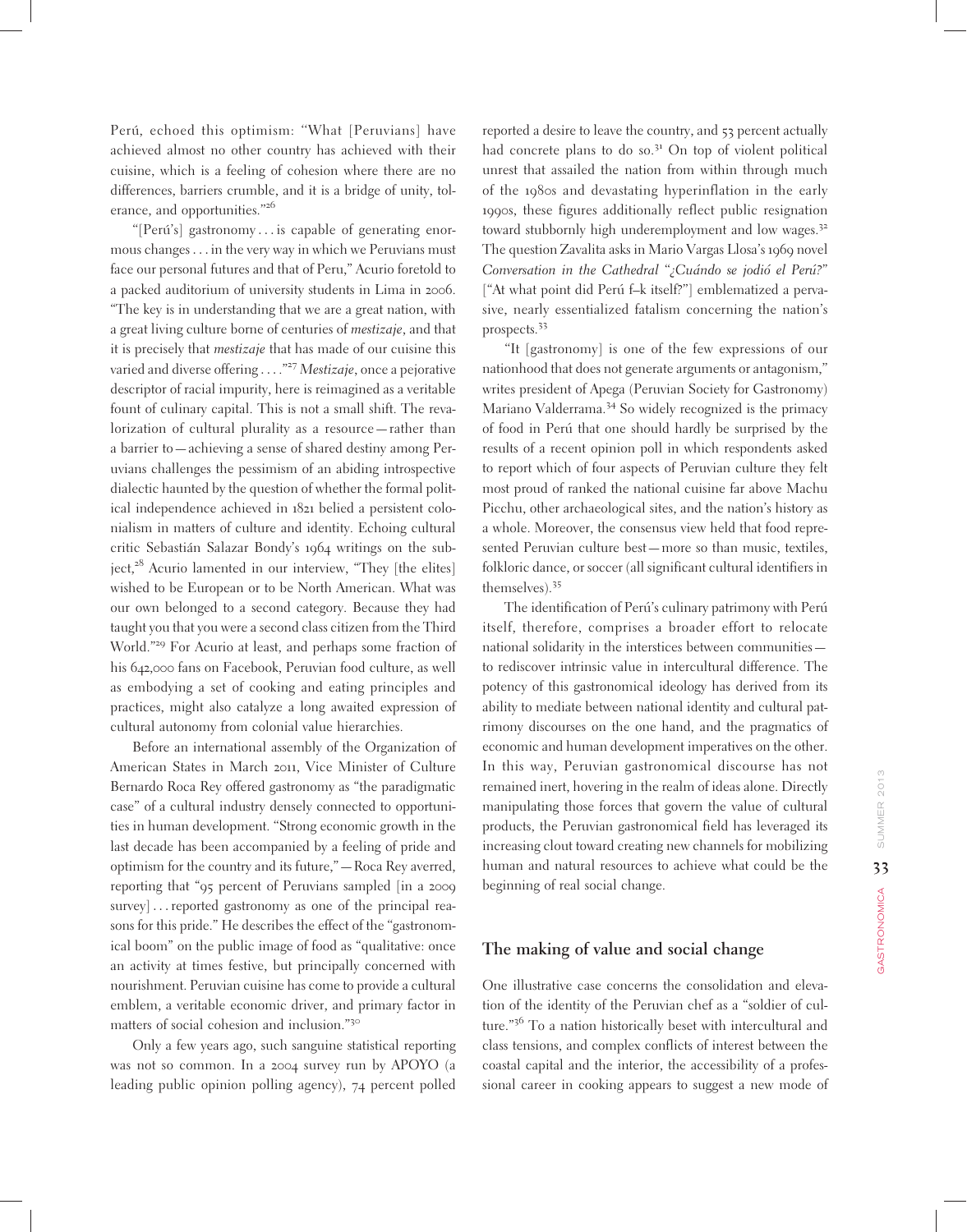Perú, echoed this optimism: "What [Peruvians] have achieved almost no other country has achieved with their cuisine, which is a feeling of cohesion where there are no differences, barriers crumble, and it is a bridge of unity, tolerance, and opportunities."[26]

"[Perú's] gastronomy . . . is capable of generating enormous changes . . . in the very way in which we Peruvians must face our personal futures and that of Peru," Acurio foretold to a packed auditorium of university students in Lima in 2006. "The key is in understanding that we are a great nation, with a great living culture borne of centuries of *mestizaje*, and that it is precisely that *mestizaje* that has made of our cuisine this varied and diverse offering . . . ."[27] *Mestizaje*, once a pejorative descriptor of racial impurity, here is reimagined as a veritable fount of culinary capital. This is not a small shift. The revalorization of cultural plurality as a resource—rather than a barrier to—achieving a sense of shared destiny among Peruvians challenges the pessimism of an abiding introspective dialectic haunted by the question of whether the formal political independence achieved in 1821 belied a persistent colonialism in matters of culture and identity. Echoing cultural critic Sebastián Salazar Bondy's 1964 writings on the subject,[28] Acurio lamented in our interview, "They [the elites] wished to be European or to be North American. What was our own belonged to a second category. Because they had taught you that you were a second class citizen from the Third World."[29] For Acurio at least, and perhaps some fraction of his 642,000 fans on Facebook, Peruvian food culture, as well as embodying a set of cooking and eating principles and practices, might also catalyze a long awaited expression of cultural autonomy from colonial value hierarchies.

Before an international assembly of the Organization of American States in March 2011, Vice Minister of Culture Bernardo Roca Rey offered gastronomy as "the paradigmatic case" of a cultural industry densely connected to opportunities in human development. "Strong economic growth in the last decade has been accompanied by a feeling of pride and optimism for the country and its future,"—Roca Rey averred, reporting that "95 percent of Peruvians sampled [in a 2009 survey] . . . reported gastronomy as one of the principal reasons for this pride." He describes the effect of the "gastronomical boom" on the public image of food as "qualitative: once an activity at times festive, but principally concerned with nourishment. Peruvian cuisine has come to provide a cultural emblem, a veritable economic driver, and primary factor in matters of social cohesion and inclusion."[30]

Only a few years ago, such sanguine statistical reporting was not so common. In a 2004 survey run by APOYO (a leading public opinion polling agency), 74 percent polled reported a desire to leave the country, and 53 percent actually had concrete plans to do so.[31] On top of violent political unrest that assailed the nation from within through much of the 1980s and devastating hyperinflation in the early 1990s, these figures additionally reflect public resignation toward stubbornly high underemployment and low wages.[32] The question Zavalita asks in Mario Vargas Llosa's 1969 novel *Conversation in the Cathedral* "*¿Cuándo se jodió el Perú?*" ["At what point did Perú f–k itself?"] emblematized a pervasive, nearly essentialized fatalism concerning the nation's prospects.[33]

"It [gastronomy] is one of the few expressions of our nationhood that does not generate arguments or antagonism," writes president of Apega (Peruvian Society for Gastronomy) Mariano Valderrama.[34] So widely recognized is the primacy of food in Perú that one should hardly be surprised by the results of a recent opinion poll in which respondents asked to report which of four aspects of Peruvian culture they felt most proud of ranked the national cuisine far above Machu Picchu, other archaeological sites, and the nation's history as a whole. Moreover, the consensus view held that food represented Peruvian culture best—more so than music, textiles, folkloric dance, or soccer (all significant cultural identifiers in themselves).[35]

The identification of Perú's culinary patrimony with Perú itself, therefore, comprises a broader effort to relocate national solidarity in the interstices between communities—to rediscover intrinsic value in intercultural difference. The potency of this gastronomical ideology has derived from its ability to mediate between national identity and cultural patrimony discourses on the one hand, and the pragmatics of economic and human development imperatives on the other. In this way, Peruvian gastronomical discourse has not remained inert, hovering in the realm of ideas alone. Directly manipulating those forces that govern the value of cultural products, the Peruvian gastronomical field has leveraged its increasing clout toward creating new channels for mobilizing human and natural resources to achieve what could be the beginning of real social change.

## The making of value and social change

One illustrative case concerns the consolidation and elevation of the identity of the Peruvian chef as a "soldier of culture."[36] To a nation historically beset with intercultural and class tensions, and complex conflicts of interest between the coastal capital and the interior, the accessibility of a professional career in cooking appears to suggest a new mode of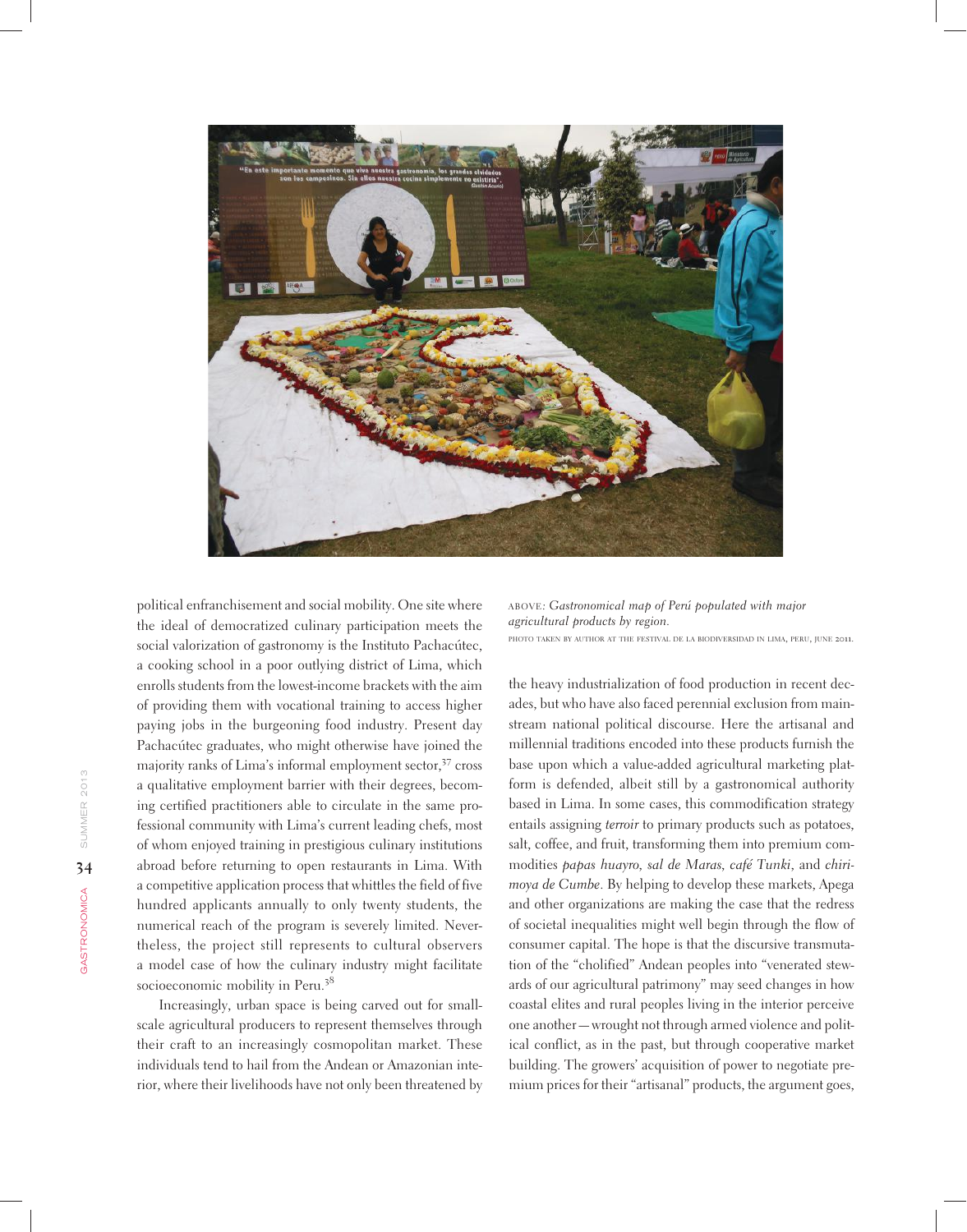political enfranchisement and social mobility. One site where the ideal of democratized culinary participation meets the social valorization of gastronomy is the Instituto Pachacútec, a cooking school in a poor outlying district of Lima, which enrolls students from the lowest-income brackets with the aim of providing them with vocational training to access higher paying jobs in the burgeoning food industry. Present day Pachacútec graduates, who might otherwise have joined the majority ranks of Lima's informal employment sector,[37] cross a qualitative employment barrier with their degrees, becoming certified practitioners able to circulate in the same professional community with Lima's current leading chefs, most of whom enjoyed training in prestigious culinary institutions abroad before returning to open restaurants in Lima. With a competitive application process that whittles the field of five hundred applicants annually to only twenty students, the numerical reach of the program is severely limited. Nevertheless, the project still represents to cultural observers a model case of how the culinary industry might facilitate socioeconomic mobility in Peru.[38]

Increasingly, urban space is being carved out for small-scale agricultural producers to represent themselves through their craft to an increasingly cosmopolitan market. These individuals tend to hail from the Andean or Amazonian interior, where their livelihoods have not only been threatened by the heavy industrialization of food production in recent decades, but who have also faced perennial exclusion from mainstream national political discourse. Here the artisanal and millennial traditions encoded into these products furnish the base upon which a value-added agricultural marketing platform is defended, albeit still by a gastronomical authority based in Lima. In some cases, this commodification strategy entails assigning *terroir* to primary products such as potatoes, salt, coffee, and fruit, transforming them into premium commodities *papas huayro*, *sal de Maras*, *café Tunki*, and *chirimoya de Cumbe*. By helping to develop these markets, Apega and other organizations are making the case that the redress of societal inequalities might well begin through the flow of consumer capital. The hope is that the discursive transmutation of the "cholified" Andean peoples into "venerated stewards of our agricultural patrimony" may seed changes in how coastal elites and rural peoples living in the interior perceive one another—wrought not through armed violence and political conflict, as in the past, but through cooperative market building. The growers' acquisition of power to negotiate premium prices for their "artisanal" products, the argument goes,

ABOVE: *Gastronomical map of Perú populated with major agricultural products by region.*

PHOTO TAKEN BY AUTHOR AT THE FESTIVAL DE LA BIODIVERSIDAD IN LIMA, PERU, JUNE 2011.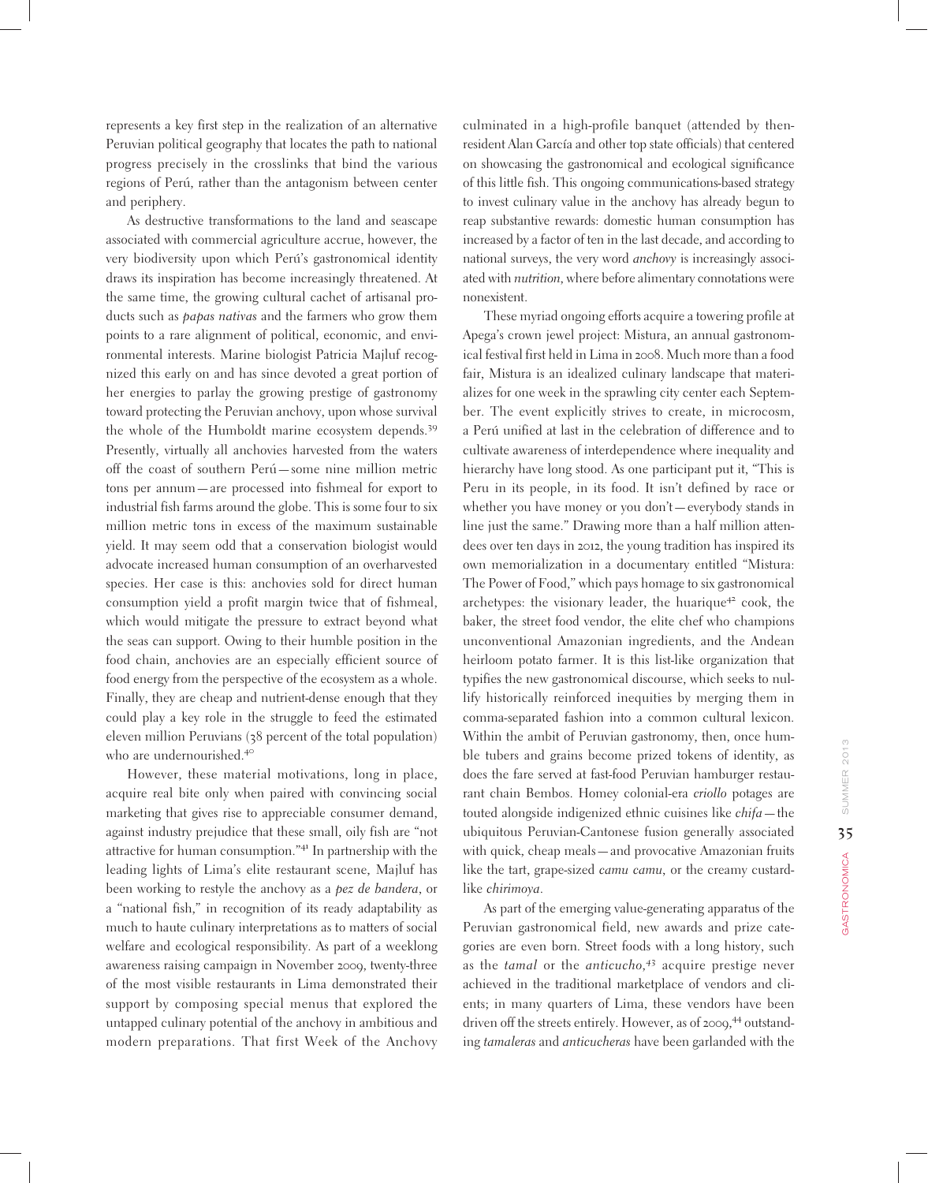represents a key first step in the realization of an alternative Peruvian political geography that locates the path to national progress precisely in the crosslinks that bind the various regions of Perú, rather than the antagonism between center and periphery.

As destructive transformations to the land and seascape associated with commercial agriculture accrue, however, the very biodiversity upon which Perú's gastronomical identity draws its inspiration has become increasingly threatened. At the same time, the growing cultural cachet of artisanal products such as *papas nativas* and the farmers who grow them points to a rare alignment of political, economic, and environmental interests. Marine biologist Patricia Majluf recognized this early on and has since devoted a great portion of her energies to parlay the growing prestige of gastronomy toward protecting the Peruvian anchovy, upon whose survival the whole of the Humboldt marine ecosystem depends.[39] Presently, virtually all anchovies harvested from the waters off the coast of southern Perú—some nine million metric tons per annum—are processed into fishmeal for export to industrial fish farms around the globe. This is some four to six million metric tons in excess of the maximum sustainable yield. It may seem odd that a conservation biologist would advocate increased human consumption of an overharvested species. Her case is this: anchovies sold for direct human consumption yield a profit margin twice that of fishmeal, which would mitigate the pressure to extract beyond what the seas can support. Owing to their humble position in the food chain, anchovies are an especially efficient source of food energy from the perspective of the ecosystem as a whole. Finally, they are cheap and nutrient-dense enough that they could play a key role in the struggle to feed the estimated eleven million Peruvians (38 percent of the total population) who are undernourished.[40]

However, these material motivations, long in place, acquire real bite only when paired with convincing social marketing that gives rise to appreciable consumer demand, against industry prejudice that these small, oily fish are "not attractive for human consumption."[41] In partnership with the leading lights of Lima's elite restaurant scene, Majluf has been working to restyle the anchovy as a *pez de bandera*, or a "national fish," in recognition of its ready adaptability as much to haute culinary interpretations as to matters of social welfare and ecological responsibility. As part of a weeklong awareness raising campaign in November 2009, twenty-three of the most visible restaurants in Lima demonstrated their support by composing special menus that explored the untapped culinary potential of the anchovy in ambitious and modern preparations. That first Week of the Anchovy culminated in a high-profile banquet (attended by then-resident Alan García and other top state officials) that centered on showcasing the gastronomical and ecological significance of this little fish. This ongoing communications-based strategy to invest culinary value in the anchovy has already begun to reap substantive rewards: domestic human consumption has increased by a factor of ten in the last decade, and according to national surveys, the very word *anchovy* is increasingly associated with *nutrition*, where before alimentary connotations were nonexistent.

These myriad ongoing efforts acquire a towering profile at Apega's crown jewel project: Mistura, an annual gastronomical festival first held in Lima in 2008. Much more than a food fair, Mistura is an idealized culinary landscape that materializes for one week in the sprawling city center each September. The event explicitly strives to create, in microcosm, a Perú unified at last in the celebration of difference and to cultivate awareness of interdependence where inequality and hierarchy have long stood. As one participant put it, "This is Peru in its people, in its food. It isn't defined by race or whether you have money or you don't—everybody stands in line just the same." Drawing more than a half million attendees over ten days in 2012, the young tradition has inspired its own memorialization in a documentary entitled "Mistura: The Power of Food," which pays homage to six gastronomical archetypes: the visionary leader, the huarique[42] cook, the baker, the street food vendor, the elite chef who champions unconventional Amazonian ingredients, and the Andean heirloom potato farmer. It is this list-like organization that typifies the new gastronomical discourse, which seeks to nullify historically reinforced inequities by merging them in comma-separated fashion into a common cultural lexicon. Within the ambit of Peruvian gastronomy, then, once humble tubers and grains become prized tokens of identity, as does the fare served at fast-food Peruvian hamburger restaurant chain Bembos. Homey colonial-era *criollo* potages are touted alongside indigenized ethnic cuisines like *chifa*—the ubiquitous Peruvian-Cantonese fusion generally associated with quick, cheap meals—and provocative Amazonian fruits like the tart, grape-sized *camu camu*, or the creamy custard-like *chirimoya*.

As part of the emerging value-generating apparatus of the Peruvian gastronomical field, new awards and prize categories are even born. Street foods with a long history, such as the *tamal* or the *anticucho*,[43] acquire prestige never achieved in the traditional marketplace of vendors and clients; in many quarters of Lima, these vendors have been driven off the streets entirely. However, as of 2009,[44] outstanding *tamaleras* and *anticucheras* have been garlanded with the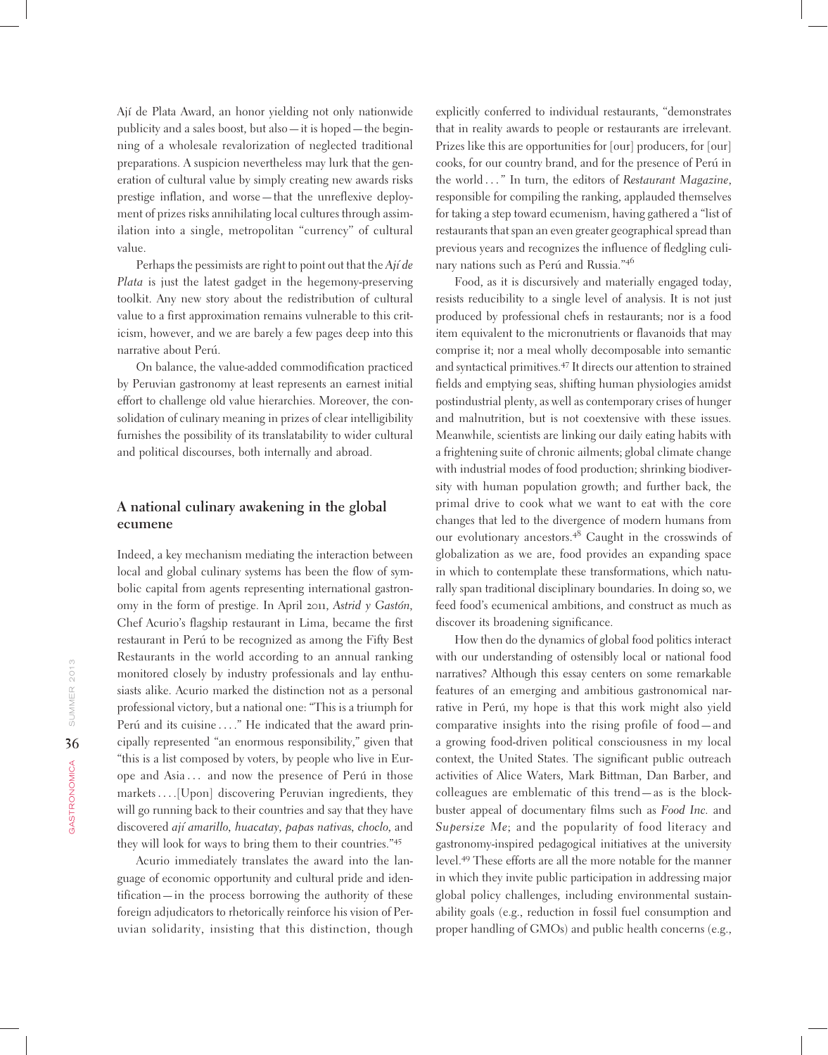Ají de Plata Award, an honor yielding not only nationwide publicity and a sales boost, but also — it is hoped — the beginning of a wholesale revalorization of neglected traditional preparations. A suspicion nevertheless may lurk that the generation of cultural value by simply creating new awards risks prestige inflation, and worse — that the unreflexive deployment of prizes risks annihilating local cultures through assimilation into a single, metropolitan "currency" of cultural value.

Perhaps the pessimists are right to point out that the *Ají de Plata* is just the latest gadget in the hegemony-preserving toolkit. Any new story about the redistribution of cultural value to a first approximation remains vulnerable to this criticism, however, and we are barely a few pages deep into this narrative about Perú.

On balance, the value-added commodification practiced by Peruvian gastronomy at least represents an earnest initial effort to challenge old value hierarchies. Moreover, the consolidation of culinary meaning in prizes of clear intelligibility furnishes the possibility of its translatability to wider cultural and political discourses, both internally and abroad.

## A national culinary awakening in the global ecumene

Indeed, a key mechanism mediating the interaction between local and global culinary systems has been the flow of symbolic capital from agents representing international gastronomy in the form of prestige. In April 2011, *Astrid y Gastón*, Chef Acurio's flagship restaurant in Lima, became the first restaurant in Perú to be recognized as among the Fifty Best Restaurants in the world according to an annual ranking monitored closely by industry professionals and lay enthusiasts alike. Acurio marked the distinction not as a personal professional victory, but a national one: "This is a triumph for Perú and its cuisine . . . ." He indicated that the award principally represented "an enormous responsibility," given that "this is a list composed by voters, by people who live in Europe and Asia . . . and now the presence of Perú in those markets . . . .[Upon] discovering Peruvian ingredients, they will go running back to their countries and say that they have discovered *ají amarillo*, *huacatay*, *papas nativas*, *choclo*, and they will look for ways to bring them to their countries."[45]

Acurio immediately translates the award into the language of economic opportunity and cultural pride and identification — in the process borrowing the authority of these foreign adjudicators to rhetorically reinforce his vision of Peruvian solidarity, insisting that this distinction, though explicitly conferred to individual restaurants, "demonstrates that in reality awards to people or restaurants are irrelevant. Prizes like this are opportunities for [our] producers, for [our] cooks, for our country brand, and for the presence of Perú in the world . . ." In turn, the editors of *Restaurant Magazine*, responsible for compiling the ranking, applauded themselves for taking a step toward ecumenism, having gathered a "list of restaurants that span an even greater geographical spread than previous years and recognizes the influence of fledgling culinary nations such as Perú and Russia."[46]

Food, as it is discursively and materially engaged today, resists reducibility to a single level of analysis. It is not just produced by professional chefs in restaurants; nor is a food item equivalent to the micronutrients or flavanoids that may comprise it; nor a meal wholly decomposable into semantic and syntactical primitives.[47] It directs our attention to strained fields and emptying seas, shifting human physiologies amidst postindustrial plenty, as well as contemporary crises of hunger and malnutrition, but is not coextensive with these issues. Meanwhile, scientists are linking our daily eating habits with a frightening suite of chronic ailments; global climate change with industrial modes of food production; shrinking biodiversity with human population growth; and further back, the primal drive to cook what we want to eat with the core changes that led to the divergence of modern humans from our evolutionary ancestors.[48] Caught in the crosswinds of globalization as we are, food provides an expanding space in which to contemplate these transformations, which naturally span traditional disciplinary boundaries. In doing so, we feed food's ecumenical ambitions, and construct as much as discover its broadening significance.

How then do the dynamics of global food politics interact with our understanding of ostensibly local or national food narratives? Although this essay centers on some remarkable features of an emerging and ambitious gastronomical narrative in Perú, my hope is that this work might also yield comparative insights into the rising profile of food — and a growing food-driven political consciousness in my local context, the United States. The significant public outreach activities of Alice Waters, Mark Bittman, Dan Barber, and colleagues are emblematic of this trend — as is the blockbuster appeal of documentary films such as *Food Inc.* and *Supersize Me*; and the popularity of food literacy and gastronomy-inspired pedagogical initiatives at the university level.[49] These efforts are all the more notable for the manner in which they invite public participation in addressing major global policy challenges, including environmental sustainability goals (e.g., reduction in fossil fuel consumption and proper handling of GMOs) and public health concerns (e.g.,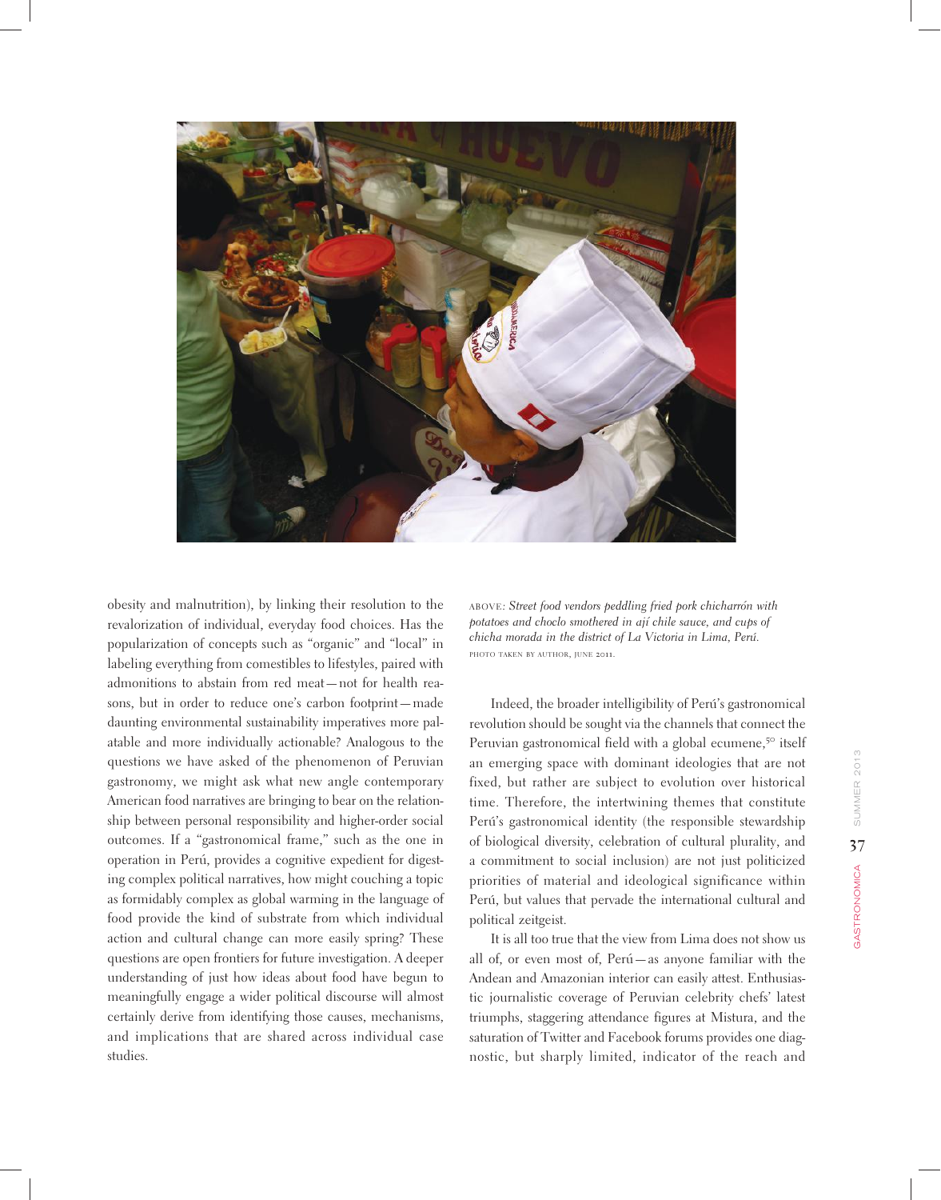obesity and malnutrition), by linking their resolution to the revalorization of individual, everyday food choices. Has the popularization of concepts such as "organic" and "local" in labeling everything from comestibles to lifestyles, paired with admonitions to abstain from red meat—not for health reasons, but in order to reduce one's carbon footprint—made daunting environmental sustainability imperatives more palatable and more individually actionable? Analogous to the questions we have asked of the phenomenon of Peruvian gastronomy, we might ask what new angle contemporary American food narratives are bringing to bear on the relationship between personal responsibility and higher-order social outcomes. If a "gastronomical frame," such as the one in operation in Perú, provides a cognitive expedient for digesting complex political narratives, how might couching a topic as formidably complex as global warming in the language of food provide the kind of substrate from which individual action and cultural change can more easily spring? These questions are open frontiers for future investigation. A deeper understanding of just how ideas about food have begun to meaningfully engage a wider political discourse will almost certainly derive from identifying those causes, mechanisms, and implications that are shared across individual case studies.

ABOVE: *Street food vendors peddling fried pork chicharrón with potatoes and choclo smothered in ají chile sauce, and cups of chicha morada in the district of La Victoria in Lima, Perú.*
PHOTO TAKEN BY AUTHOR, JUNE 2011.

Indeed, the broader intelligibility of Perú's gastronomical revolution should be sought via the channels that connect the Peruvian gastronomical field with a global ecumene,[50] itself an emerging space with dominant ideologies that are not fixed, but rather are subject to evolution over historical time. Therefore, the intertwining themes that constitute Perú's gastronomical identity (the responsible stewardship of biological diversity, celebration of cultural plurality, and a commitment to social inclusion) are not just politicized priorities of material and ideological significance within Perú, but values that pervade the international cultural and political zeitgeist.

It is all too true that the view from Lima does not show us all of, or even most of, Perú—as anyone familiar with the Andean and Amazonian interior can easily attest. Enthusiastic journalistic coverage of Peruvian celebrity chefs' latest triumphs, staggering attendance figures at Mistura, and the saturation of Twitter and Facebook forums provides one diagnostic, but sharply limited, indicator of the reach and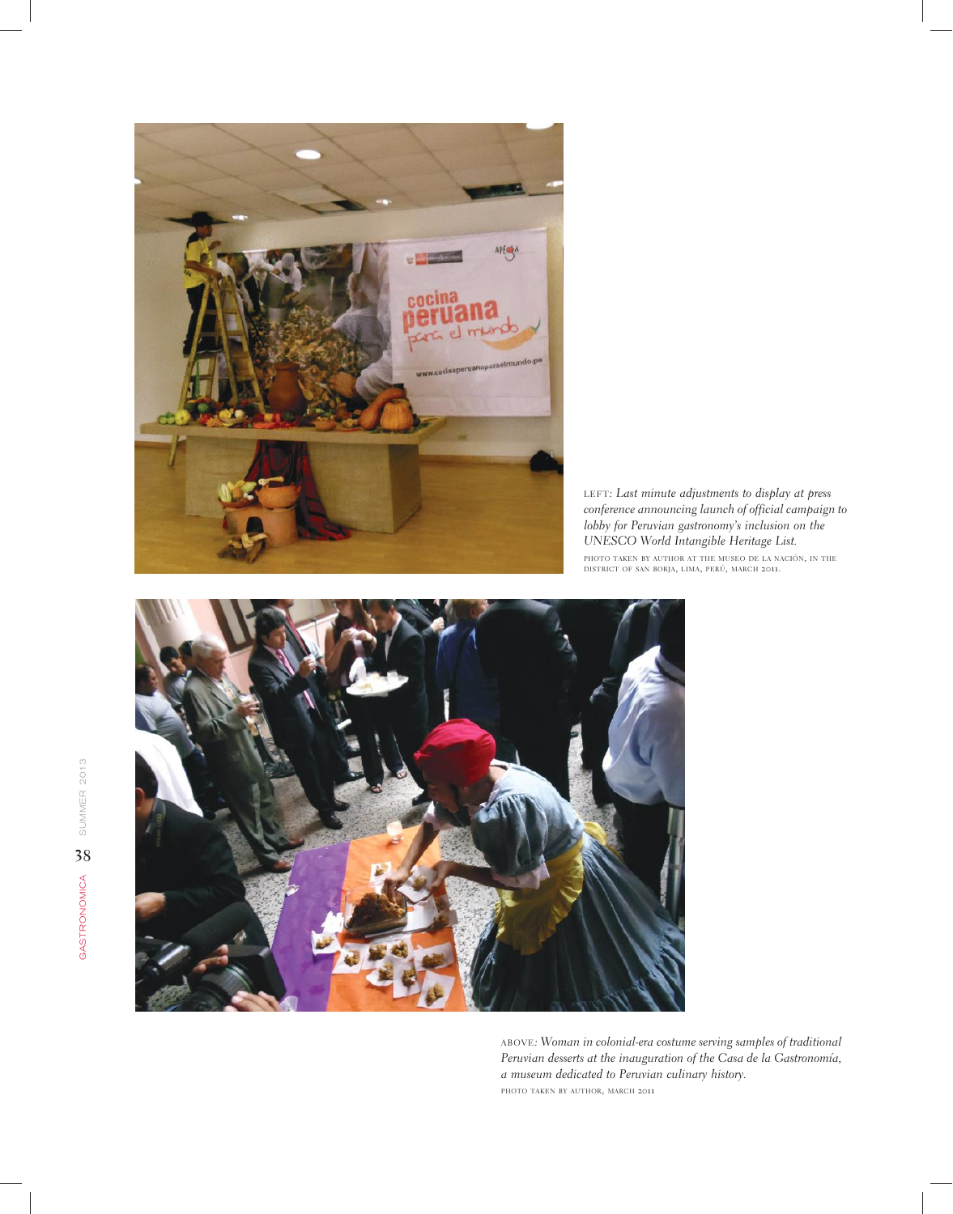LEFT: *Last minute adjustments to display at press conference announcing launch of official campaign to lobby for Peruvian gastronomy's inclusion on the UNESCO World Intangible Heritage List.*

PHOTO TAKEN BY AUTHOR AT THE MUSEO DE LA NACIÓN, IN THE DISTRICT OF SAN BORJA, LIMA, PERÚ, MARCH 2011.

ABOVE: *Woman in colonial-era costume serving samples of traditional Peruvian desserts at the inauguration of the Casa de la Gastronomía, a museum dedicated to Peruvian culinary history.*

PHOTO TAKEN BY AUTHOR, MARCH 2011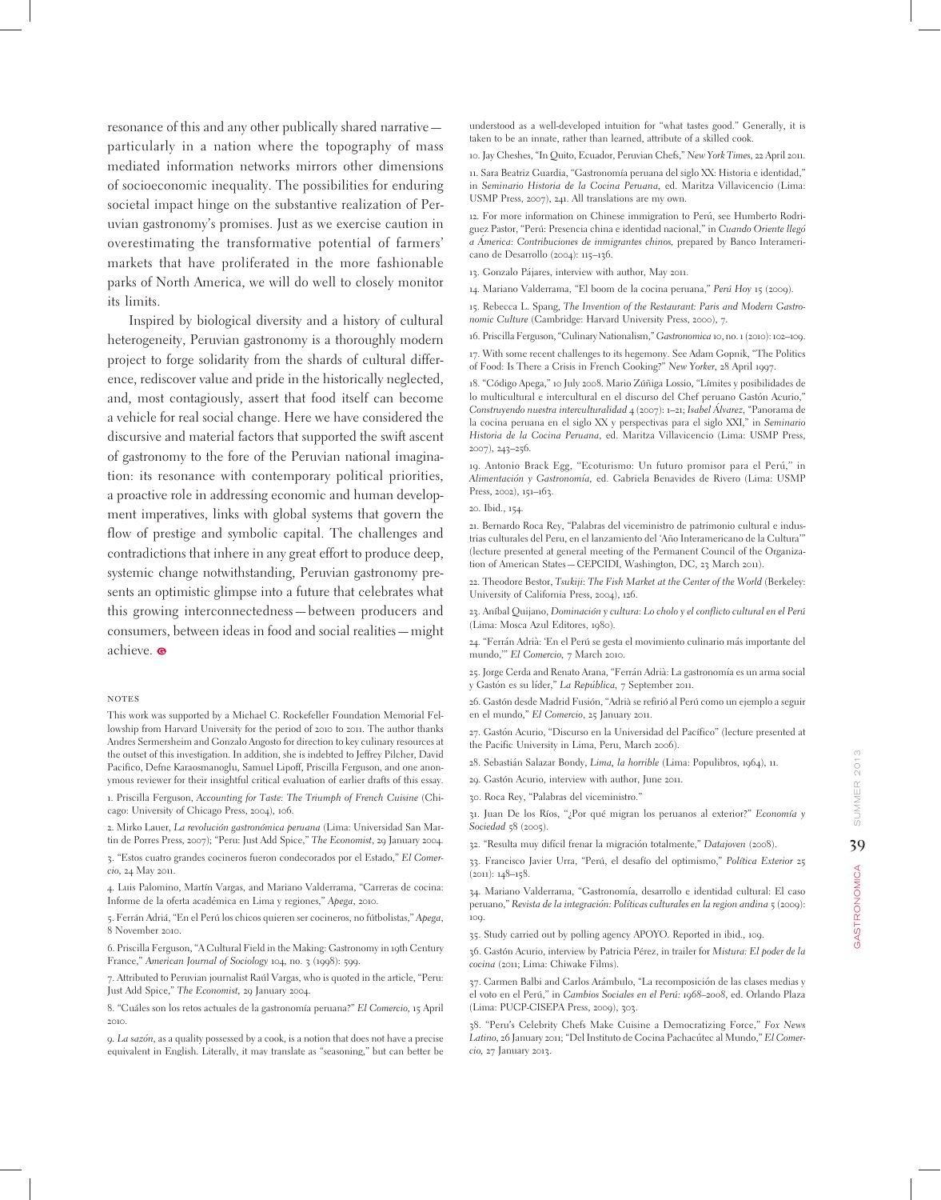resonance of this and any other publically shared narrative—particularly in a nation where the topography of mass mediated information networks mirrors other dimensions of socioeconomic inequality. The possibilities for enduring societal impact hinge on the substantive realization of Peruvian gastronomy's promises. Just as we exercise caution in overestimating the transformative potential of farmers' markets that have proliferated in the more fashionable parks of North America, we will do well to closely monitor its limits.

Inspired by biological diversity and a history of cultural heterogeneity, Peruvian gastronomy is a thoroughly modern project to forge solidarity from the shards of cultural difference, rediscover value and pride in the historically neglected, and, most contagiously, assert that food itself can become a vehicle for real social change. Here we have considered the discursive and material factors that supported the swift ascent of gastronomy to the fore of the Peruvian national imagination: its resonance with contemporary political priorities, a proactive role in addressing economic and human development imperatives, links with global systems that govern the flow of prestige and symbolic capital. The challenges and contradictions that inhere in any great effort to produce deep, systemic change notwithstanding, Peruvian gastronomy presents an optimistic glimpse into a future that celebrates what this growing interconnectedness—between producers and consumers, between ideas in food and social realities—might achieve.

### NOTES

This work was supported by a Michael C. Rockefeller Foundation Memorial Fellowship from Harvard University for the period of 2010 to 2011. The author thanks Andres Sermersheim and Gonzalo Angosto for direction to key culinary resources at the outset of this investigation. In addition, she is indebted to Jeffrey Pilcher, David Pacifico, Defne Karaosmanoglu, Samuel Lipoff, Priscilla Ferguson, and one anonymous reviewer for their insightful critical evaluation of earlier drafts of this essay.

1. Priscilla Ferguson, *Accounting for Taste: The Triumph of French Cuisine* (Chicago: University of Chicago Press, 2004), 106.

2. Mirko Lauer, *La revolución gastronómica peruana* (Lima: Universidad San Martín de Porres Press, 2007); "Peru: Just Add Spice," *The Economist*, 29 January 2004.

3. "Estos cuatro grandes cocineros fueron condecorados por el Estado," *El Comercio*, 24 May 2011.

4. Luis Palomino, Martín Vargas, and Mariano Valderrama, "Carreras de cocina: Informe de la oferta académica en Lima y regiones," *Apega*, 2010.

5. Ferrán Adriá, "En el Perú los chicos quieren ser cocineros, no futbolistas," *Apega*, 8 November 2010.

6. Priscilla Ferguson, "A Cultural Field in the Making: Gastronomy in 19th Century France," *American Journal of Sociology* 104, no. 3 (1998): 599.

7. Attributed to Peruvian journalist Raúl Vargas, who is quoted in the article, "Peru: Just Add Spice," *The Economist*, 29 January 2004.

8. "Cuáles son los retos actuales de la gastronomía peruana?" *El Comercio*, 15 April 2010.

9. *La sazón*, as a quality possessed by a cook, is a notion that does not have a precise equivalent in English. Literally, it may translate as "seasoning," but can better be understood as a well-developed intuition for "what tastes good." Generally, it is taken to be an innate, rather than learned, attribute of a skilled cook.

10. Jay Cheshes, "In Quito, Ecuador, Peruvian Chefs," *New York Times*, 22 April 2011.

11. Sara Beatriz Guardia, "Gastronomía peruana del siglo XX: Historia e identidad," in *Seminario Historia de la Cocina Peruana*, ed. Maritza Villavicencio (Lima: USMP Press, 2007), 241. All translations are my own.

12. For more information on Chinese immigration to Perú, see Humberto Rodriguez Pastor, "Perú: Presencia china e identidad nacional," in *Cuando Oriente llegó a América: Contribuciones de inmigrantes chinos*, prepared by Banco Interamericano de Desarrollo (2004): 115–136.

13. Gonzalo Pájares, interview with author, May 2011.

14. Mariano Valderrama, "El boom de la cocina peruana," *Perú Hoy* 15 (2009).

15. Rebecca L. Spang, *The Invention of the Restaurant: Paris and Modern Gastronomic Culture* (Cambridge: Harvard University Press, 2000), 7.

16. Priscilla Ferguson, "Culinary Nationalism," *Gastronomica* 10, no. 1 (2010): 102–109.

17. With some recent challenges to its hegemony. See Adam Gopnik, "The Politics of Food: Is There a Crisis in French Cooking?" *New Yorker*, 28 April 1997.

18. "Código Apega," 10 July 2008. Mario Zúñiga Lossio, "Límites y posibilidades de lo multicultural e intercultural en el discurso del Chef peruano Gastón Acurio," *Construyendo nuestra interculturalidad* 4 (2007): 1–21; *Isabel Álvarez*, "Panorama de la cocina peruana en el siglo XX y perspectivas para el siglo XXI," in *Seminario Historia de la Cocina Peruana*, ed. Maritza Villavicencio (Lima: USMP Press, 2007), 243–256.

19. Antonio Brack Egg, "Ecoturismo: Un futuro promisor para el Perú," in *Alimentación y Gastronomía*, ed. Gabriela Benavides de Rivero (Lima: USMP Press, 2002), 151–163.

20. Ibid., 154.

21. Bernardo Roca Rey, "Palabras del viceministro de patrimonio cultural e industrias culturales del Peru, en el lanzamiento del 'Año Interamericano de la Cultura'" (lecture presented at general meeting of the Permanent Council of the Organization of American States—CEPCIDI, Washington, DC, 23 March 2011).

22. Theodore Bestor, *Tsukiji: The Fish Market at the Center of the World* (Berkeley: University of California Press, 2004), 126.

23. Aníbal Quijano, *Dominación y cultura: Lo cholo y el conflicto cultural en el Perú* (Lima: Mosca Azul Editores, 1980).

24. "Ferrán Adrià: 'En el Perú se gesta el movimiento culinario más importante del mundo,'" *El Comercio*, 7 March 2010.

25. Jorge Cerda and Renato Arana, "Ferrán Adrià: La gastronomía es un arma social y Gastón es su líder," *La República*, 7 September 2011.

26. Gastón desde Madrid Fusión, "Adrià se refirió al Perú como un ejemplo a seguir en el mundo," *El Comercio*, 25 January 2011.

27. Gastón Acurio, "Discurso en la Universidad del Pacífico" (lecture presented at the Pacific University in Lima, Peru, March 2006).

28. Sebastián Salazar Bondy, *Lima, la horrible* (Lima: Populibros, 1964), 11.

29. Gastón Acurio, interview with author, June 2011.

30. Roca Rey, "Palabras del viceministro."

31. Juan De los Ríos, "¿Por qué migran los peruanos al exterior?" *Economía y Sociedad* 58 (2005).

32. "Resulta muy difícil frenar la migración totalmente," *Datajoven* (2008).

33. Francisco Javier Urra, "Perú, el desafío del optimismo," *Política Exterior* 25 (2011): 148–158.

34. Mariano Valderrama, "Gastronomía, desarrollo e identidad cultural: El caso peruano," *Revista de la integración: Políticas culturales en la region andina* 5 (2009): 109.

35. Study carried out by polling agency APOYO. Reported in ibid., 109.

36. Gastón Acurio, interview by Patricia Pérez, in trailer for *Mistura: El poder de la cocina* (2011; Lima: Chiwake Films).

37. Carmen Balbi and Carlos Arámbulo, "La recomposición de las clases medias y el voto en el Perú," in *Cambios Sociales en el Perú: 1968–2008*, ed. Orlando Plaza (Lima: PUCP-CISEPA Press, 2009), 303.

38. "Peru's Celebrity Chefs Make Cuisine a Democratizing Force," *Fox News Latino*, 26 January 2011; "Del Instituto de Cocina Pachacútec al Mundo," *El Comercio*, 27 January 2013.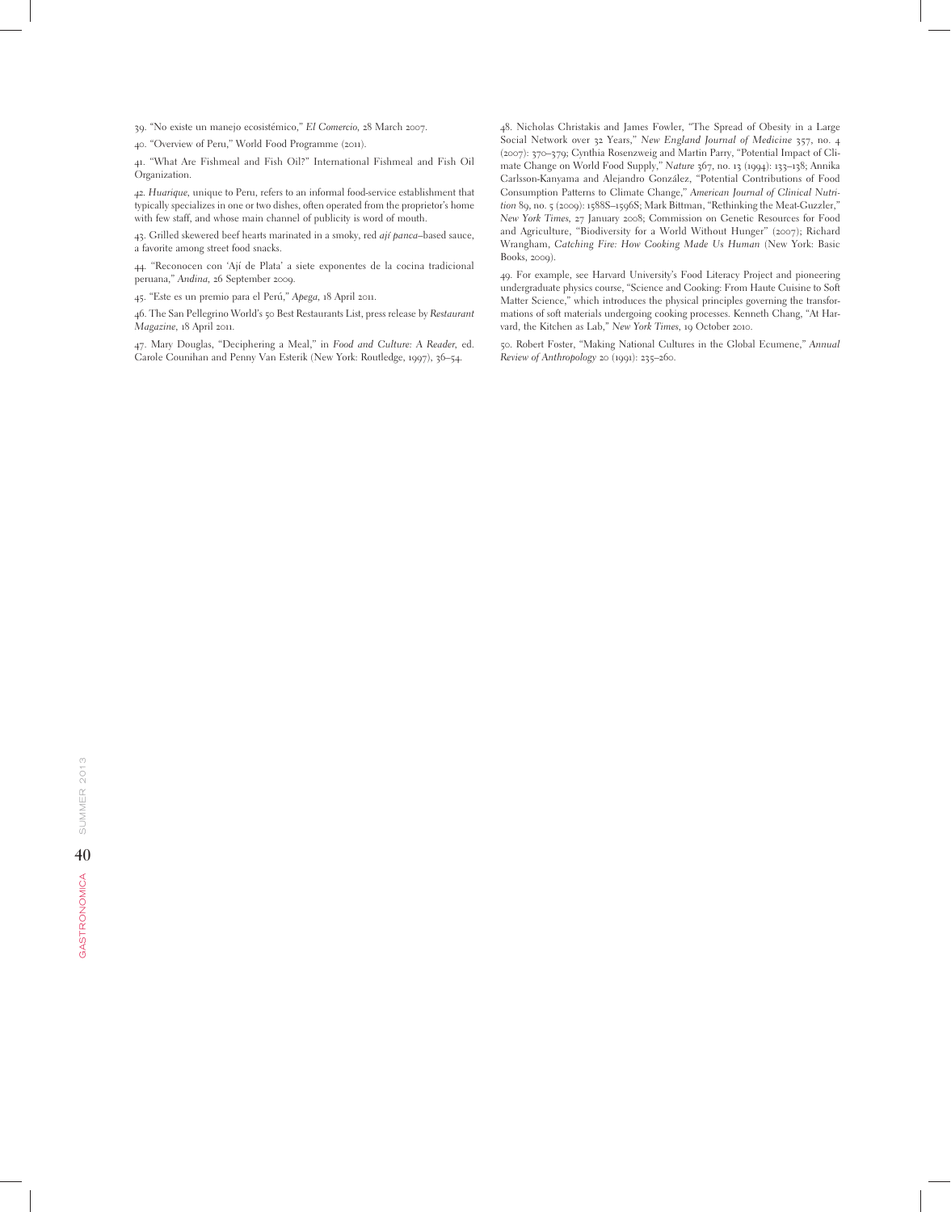39. "No existe un manejo ecosistémico," *El Comercio*, 28 March 2007.

40. "Overview of Peru," World Food Programme (2011).

41. "What Are Fishmeal and Fish Oil?" International Fishmeal and Fish Oil Organization.

42. *Huarique*, unique to Peru, refers to an informal food-service establishment that typically specializes in one or two dishes, often operated from the proprietor's home with few staff, and whose main channel of publicity is word of mouth.

43. Grilled skewered beef hearts marinated in a smoky, red *ají panca*–based sauce, a favorite among street food snacks.

44. "Reconocen con 'Ají de Plata' a siete exponentes de la cocina tradicional peruana," *Andina*, 26 September 2009.

45. "Este es un premio para el Perú," *Apega*, 18 April 2011.

46. The San Pellegrino World's 50 Best Restaurants List, press release by *Restaurant Magazine*, 18 April 2011.

47. Mary Douglas, "Deciphering a Meal," in *Food and Culture: A Reader*, ed. Carole Counihan and Penny Van Esterik (New York: Routledge, 1997), 36–54.

48. Nicholas Christakis and James Fowler, "The Spread of Obesity in a Large Social Network over 32 Years," *New England Journal of Medicine* 357, no. 4 (2007): 370–379; Cynthia Rosenzweig and Martin Parry, "Potential Impact of Climate Change on World Food Supply," *Nature* 367, no. 13 (1994): 133–138; Annika Carlsson-Kanyama and Alejandro González, "Potential Contributions of Food Consumption Patterns to Climate Change," *American Journal of Clinical Nutrition* 89, no. 5 (2009): 1588S–1596S; Mark Bittman, "Rethinking the Meat-Guzzler," *New York Times*, 27 January 2008; Commission on Genetic Resources for Food and Agriculture, "Biodiversity for a World Without Hunger" (2007); Richard Wrangham, *Catching Fire: How Cooking Made Us Human* (New York: Basic Books, 2009).

49. For example, see Harvard University's Food Literacy Project and pioneering undergraduate physics course, "Science and Cooking: From Haute Cuisine to Soft Matter Science," which introduces the physical principles governing the transformations of soft materials undergoing cooking processes. Kenneth Chang, "At Harvard, the Kitchen as Lab," *New York Times*, 19 October 2010.

50. Robert Foster, "Making National Cultures in the Global Ecumene," *Annual Review of Anthropology* 20 (1991): 235–260.